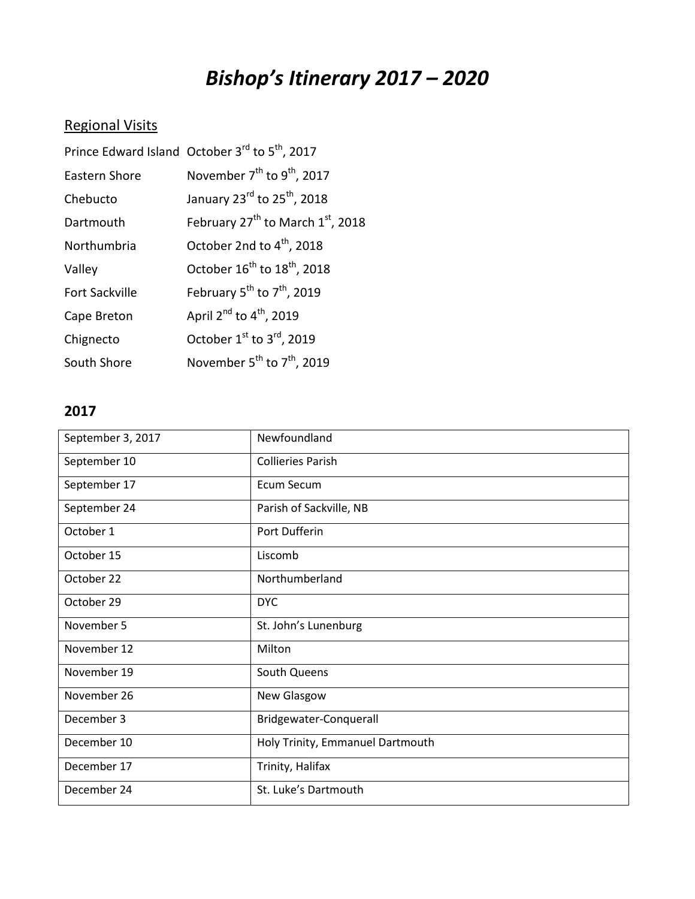# *Bishop's Itinerary 2017 – 2020*

## Regional Visits

Prince Edward Island October 3rd to 5th, 2017

Eastern Shore November 7th to 9th, 2017

Chebucto January 23rd to 25th, 2018

Dartmouth February 27th to March 1st, 2018

Northumbria October 2nd to 4th, 2018

Valley October 16th to 18th, 2018

Fort Sackville February 5th to 7th, 2019

Cape Breton April 2nd to 4th, 2019

Chignecto October 1st to 3rd, 2019

South Shore November 5th to 7th, 2019

## 2017

| September 3, 2017 | Newfoundland |
|---|---|
| September 10 | Collieries Parish |
| September 17 | Ecum Secum |
| September 24 | Parish of Sackville, NB |
| October 1 | Port Dufferin |
| October 15 | Liscomb |
| October 22 | Northumberland |
| October 29 | DYC |
| November 5 | St. John's Lunenburg |
| November 12 | Milton |
| November 19 | South Queens |
| November 26 | New Glasgow |
| December 3 | Bridgewater-Conquerall |
| December 10 | Holy Trinity, Emmanuel Dartmouth |
| December 17 | Trinity, Halifax |
| December 24 | St. Luke's Dartmouth |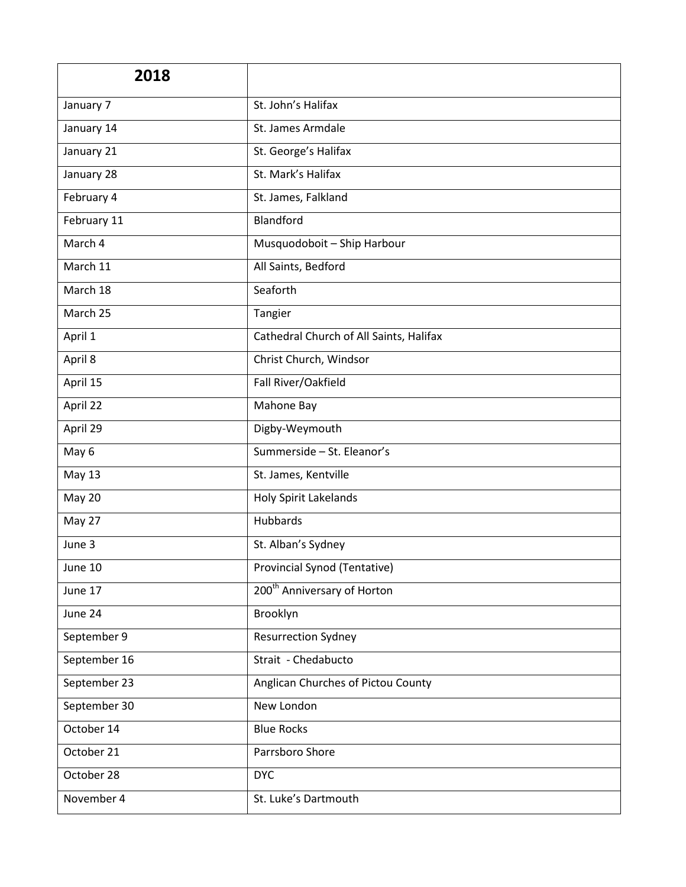| 2018 | |
|---|---|
| January 7 | St. John’s Halifax |
| January 14 | St. James Armdale |
| January 21 | St. George’s Halifax |
| January 28 | St. Mark’s Halifax |
| February 4 | St. James, Falkland |
| February 11 | Blandford |
| March 4 | Musquodoboit – Ship Harbour |
| March 11 | All Saints, Bedford |
| March 18 | Seaforth |
| March 25 | Tangier |
| April 1 | Cathedral Church of All Saints, Halifax |
| April 8 | Christ Church, Windsor |
| April 15 | Fall River/Oakfield |
| April 22 | Mahone Bay |
| April 29 | Digby-Weymouth |
| May 6 | Summerside – St. Eleanor’s |
| May 13 | St. James, Kentville |
| May 20 | Holy Spirit Lakelands |
| May 27 | Hubbards |
| June 3 | St. Alban’s Sydney |
| June 10 | Provincial Synod (Tentative) |
| June 17 | 200th Anniversary of Horton |
| June 24 | Brooklyn |
| September 9 | Resurrection Sydney |
| September 16 | Strait - Chedabucto |
| September 23 | Anglican Churches of Pictou County |
| September 30 | New London |
| October 14 | Blue Rocks |
| October 21 | Parrsboro Shore |
| October 28 | DYC |
| November 4 | St. Luke’s Dartmouth |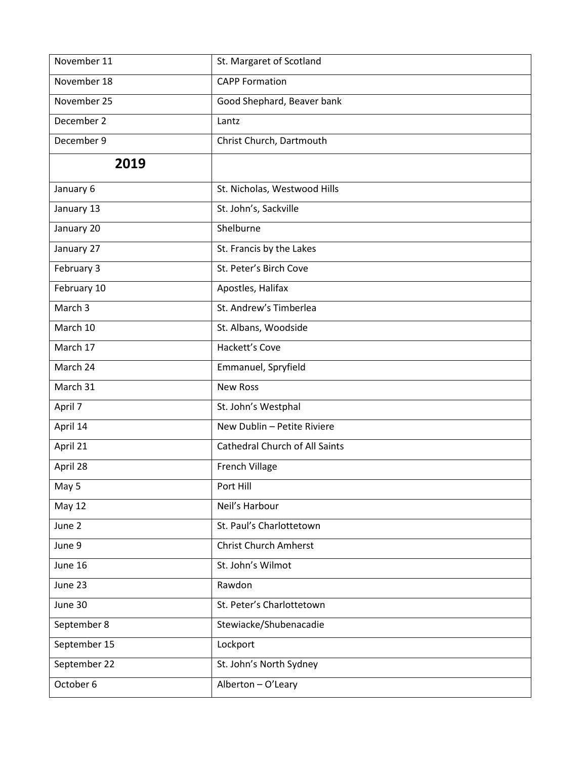| | |
|---|---|
| November 11 | St. Margaret of Scotland |
| November 18 | CAPP Formation |
| November 25 | Good Shephard, Beaver bank |
| December 2 | Lantz |
| December 9 | Christ Church, Dartmouth |
| **2019** | |
| January 6 | St. Nicholas, Westwood Hills |
| January 13 | St. John’s, Sackville |
| January 20 | Shelburne |
| January 27 | St. Francis by the Lakes |
| February 3 | St. Peter’s Birch Cove |
| February 10 | Apostles, Halifax |
| March 3 | St. Andrew’s Timberlea |
| March 10 | St. Albans, Woodside |
| March 17 | Hackett’s Cove |
| March 24 | Emmanuel, Spryfield |
| March 31 | New Ross |
| April 7 | St. John’s Westphal |
| April 14 | New Dublin – Petite Riviere |
| April 21 | Cathedral Church of All Saints |
| April 28 | French Village |
| May 5 | Port Hill |
| May 12 | Neil’s Harbour |
| June 2 | St. Paul’s Charlottetown |
| June 9 | Christ Church Amherst |
| June 16 | St. John’s Wilmot |
| June 23 | Rawdon |
| June 30 | St. Peter’s Charlottetown |
| September 8 | Stewiacke/Shubenacadie |
| September 15 | Lockport |
| September 22 | St. John’s North Sydney |
| October 6 | Alberton – O’Leary |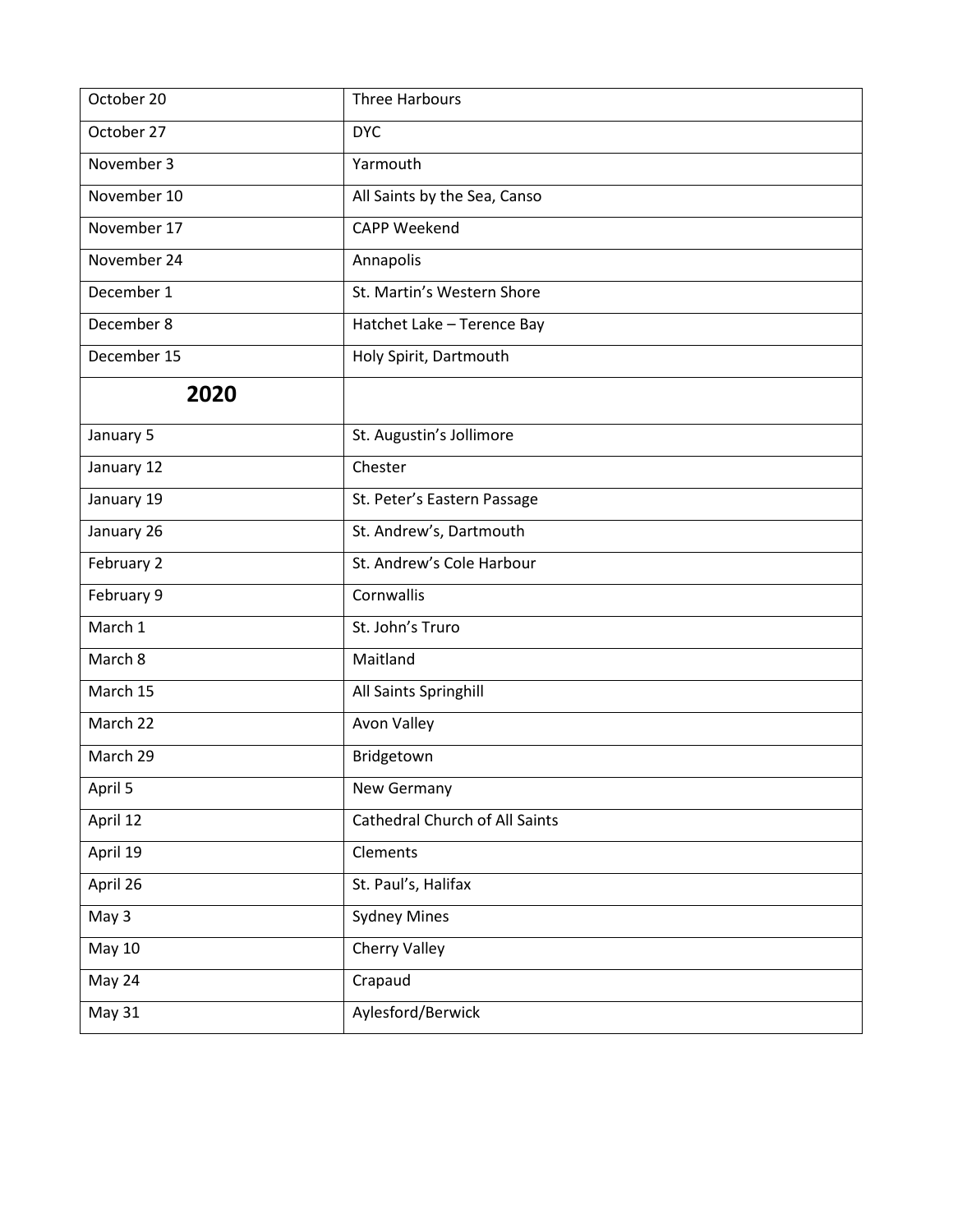| | |
|---|---|
| October 20 | Three Harbours |
| October 27 | DYC |
| November 3 | Yarmouth |
| November 10 | All Saints by the Sea, Canso |
| November 17 | CAPP Weekend |
| November 24 | Annapolis |
| December 1 | St. Martin's Western Shore |
| December 8 | Hatchet Lake – Terence Bay |
| December 15 | Holy Spirit, Dartmouth |
| **2020** | |
| January 5 | St. Augustin's Jollimore |
| January 12 | Chester |
| January 19 | St. Peter's Eastern Passage |
| January 26 | St. Andrew's, Dartmouth |
| February 2 | St. Andrew's Cole Harbour |
| February 9 | Cornwallis |
| March 1 | St. John's Truro |
| March 8 | Maitland |
| March 15 | All Saints Springhill |
| March 22 | Avon Valley |
| March 29 | Bridgetown |
| April 5 | New Germany |
| April 12 | Cathedral Church of All Saints |
| April 19 | Clements |
| April 26 | St. Paul's, Halifax |
| May 3 | Sydney Mines |
| May 10 | Cherry Valley |
| May 24 | Crapaud |
| May 31 | Aylesford/Berwick |